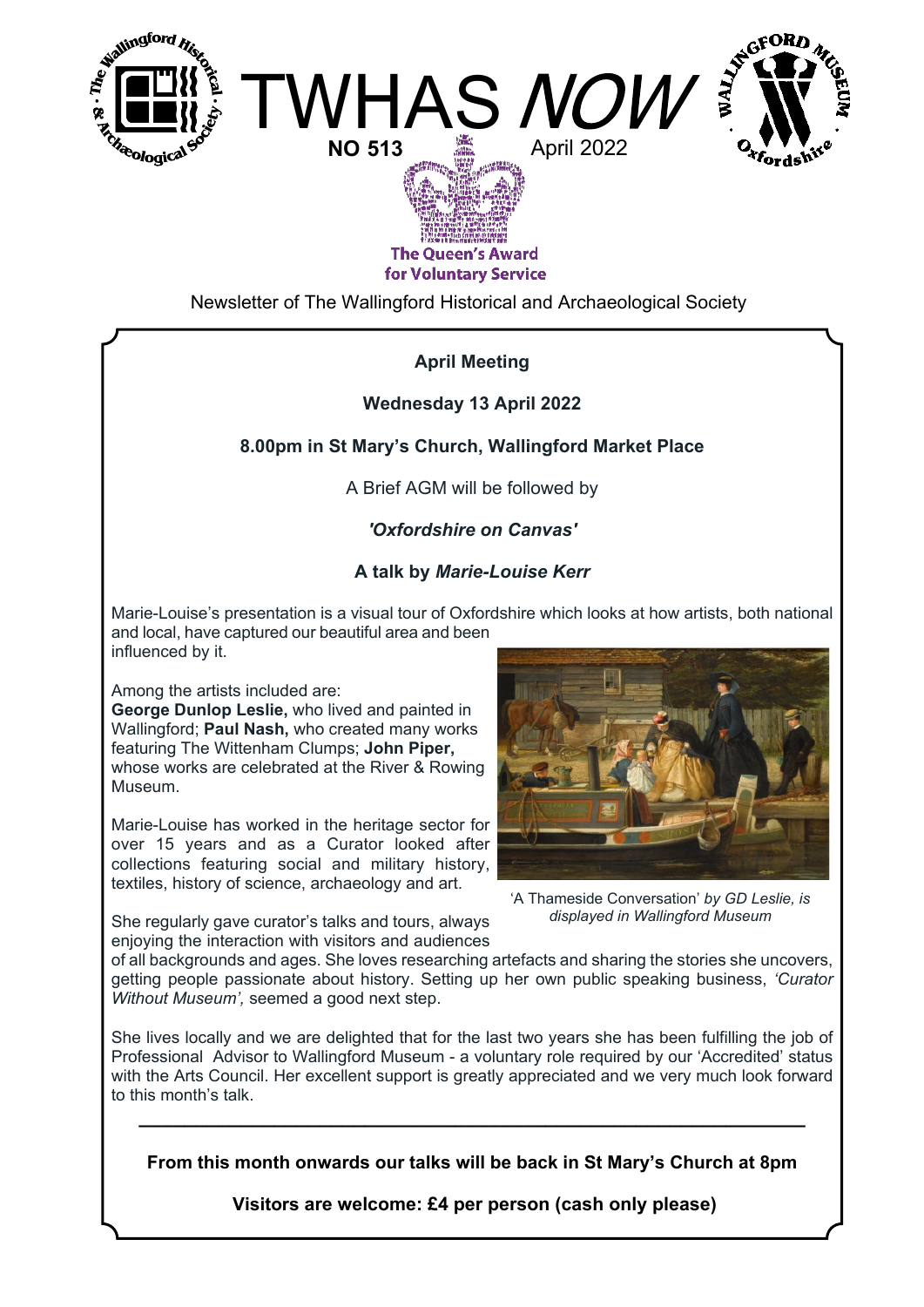# TWHAS *NOW*

**NO 513** April 2022

The Queen's Award for Voluntary Service

Newsletter of The Wallingford Historical and Archaeological Society

**April Meeting**

**Wednesday 13 April 2022**

**8.00pm in St Mary's Church, Wallingford Market Place**

A Brief AGM will be followed by

***'Oxfordshire on Canvas'***

**A talk by *Marie-Louise Kerr***

Marie-Louise's presentation is a visual tour of Oxfordshire which looks at how artists, both national and local, have captured our beautiful area and been influenced by it.

Among the artists included are:
**George Dunlop Leslie,** who lived and painted in Wallingford; **Paul Nash,** who created many works featuring The Wittenham Clumps; **John Piper,** whose works are celebrated at the River & Rowing Museum.

'A Thameside Conversation' *by GD Leslie, is displayed in Wallingford Museum*

Marie-Louise has worked in the heritage sector for over 15 years and as a Curator looked after collections featuring social and military history, textiles, history of science, archaeology and art.

She regularly gave curator's talks and tours, always enjoying the interaction with visitors and audiences of all backgrounds and ages. She loves researching artefacts and sharing the stories she uncovers, getting people passionate about history. Setting up her own public speaking business, *'Curator Without Museum',* seemed a good next step.

She lives locally and we are delighted that for the last two years she has been fulfilling the job of Professional Advisor to Wallingford Museum - a voluntary role required by our 'Accredited' status with the Arts Council. Her excellent support is greatly appreciated and we very much look forward to this month's talk.

---

**From this month onwards our talks will be back in St Mary's Church at 8pm**

**Visitors are welcome: £4 per person (cash only please)**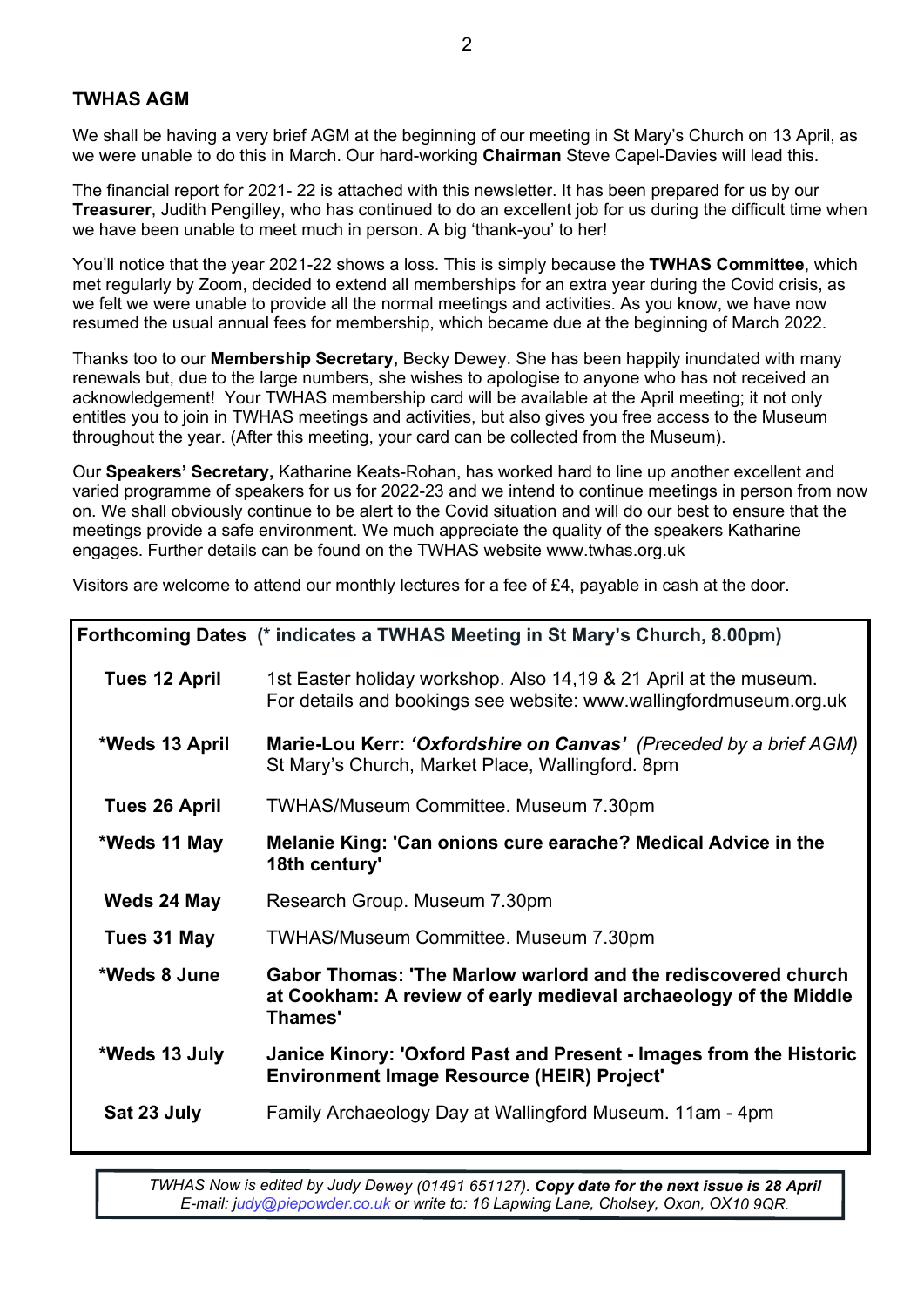## TWHAS AGM

We shall be having a very brief AGM at the beginning of our meeting in St Mary's Church on 13 April, as we were unable to do this in March. Our hard-working **Chairman** Steve Capel-Davies will lead this.

The financial report for 2021- 22 is attached with this newsletter. It has been prepared for us by our **Treasurer**, Judith Pengilley, who has continued to do an excellent job for us during the difficult time when we have been unable to meet much in person. A big 'thank-you' to her!

You'll notice that the year 2021-22 shows a loss. This is simply because the **TWHAS Committee**, which met regularly by Zoom, decided to extend all memberships for an extra year during the Covid crisis, as we felt we were unable to provide all the normal meetings and activities. As you know, we have now resumed the usual annual fees for membership, which became due at the beginning of March 2022.

Thanks too to our **Membership Secretary,** Becky Dewey. She has been happily inundated with many renewals but, due to the large numbers, she wishes to apologise to anyone who has not received an acknowledgement! Your TWHAS membership card will be available at the April meeting; it not only entitles you to join in TWHAS meetings and activities, but also gives you free access to the Museum throughout the year. (After this meeting, your card can be collected from the Museum).

Our **Speakers' Secretary,** Katharine Keats-Rohan, has worked hard to line up another excellent and varied programme of speakers for us for 2022-23 and we intend to continue meetings in person from now on. We shall obviously continue to be alert to the Covid situation and will do our best to ensure that the meetings provide a safe environment. We much appreciate the quality of the speakers Katharine engages. Further details can be found on the TWHAS website www.twhas.org.uk

Visitors are welcome to attend our monthly lectures for a fee of £4, payable in cash at the door.

**Forthcoming Dates (* indicates a TWHAS Meeting in St Mary's Church, 8.00pm)**

| | |
|---|---|
| **Tues 12 April** | 1st Easter holiday workshop. Also 14,19 & 21 April at the museum. For details and bookings see website: www.wallingfordmuseum.org.uk |
| ***Weds 13 April** | **Marie-Lou Kerr: *'Oxfordshire on Canvas'*** *(Preceded by a brief AGM)* St Mary's Church, Market Place, Wallingford. 8pm |
| **Tues 26 April** | TWHAS/Museum Committee. Museum 7.30pm |
| ***Weds 11 May** | **Melanie King: 'Can onions cure earache? Medical Advice in the 18th century'** |
| **Weds 24 May** | Research Group. Museum 7.30pm |
| **Tues 31 May** | TWHAS/Museum Committee. Museum 7.30pm |
| ***Weds 8 June** | **Gabor Thomas: 'The Marlow warlord and the rediscovered church at Cookham: A review of early medieval archaeology of the Middle Thames'** |
| ***Weds 13 July** | **Janice Kinory: 'Oxford Past and Present - Images from the Historic Environment Image Resource (HEIR) Project'** |
| **Sat 23 July** | Family Archaeology Day at Wallingford Museum. 11am - 4pm |

*TWHAS Now is edited by Judy Dewey (01491 651127).* ***Copy date for the next issue is 28 April***
*E-mail: judy@piepowder.co.uk or write to: 16 Lapwing Lane, Cholsey, Oxon, OX10 9QR.*